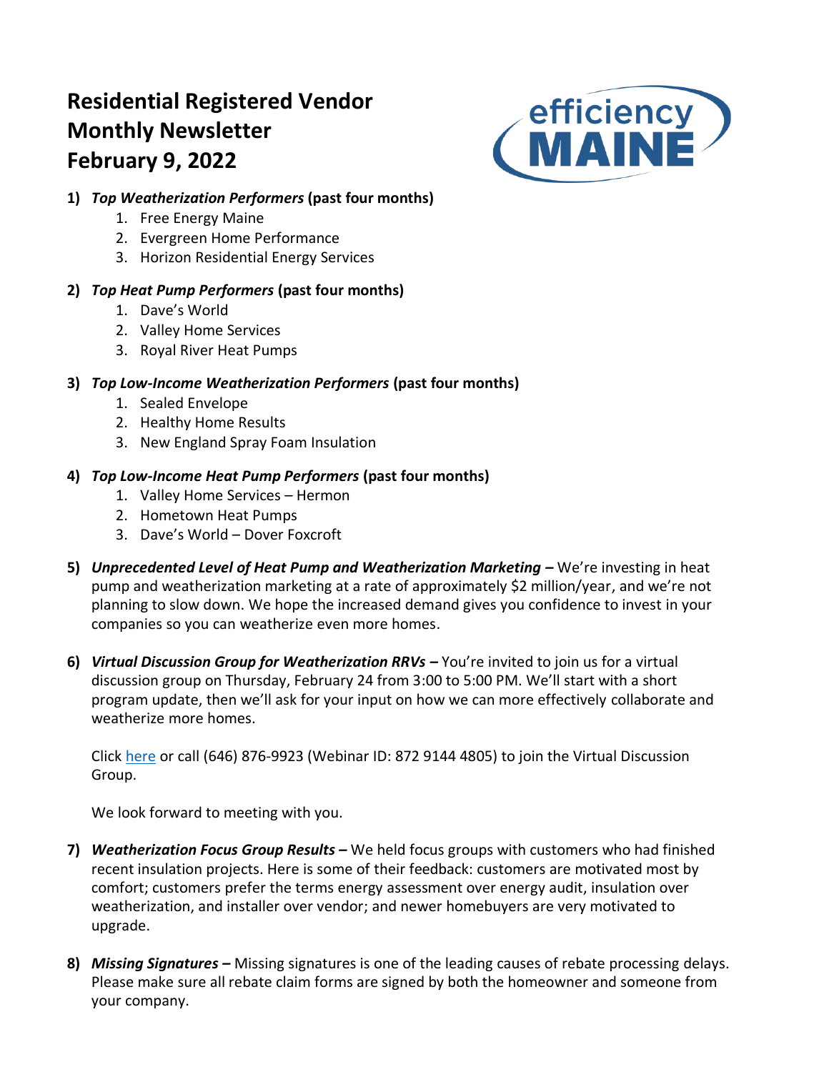# Residential Registered Vendor Monthly Newsletter February 9, 2022

1) ***Top Weatherization Performers* (past four months)**
    1. Free Energy Maine
    2. Evergreen Home Performance
    3. Horizon Residential Energy Services

2) ***Top Heat Pump Performers* (past four months)**
    1. Dave's World
    2. Valley Home Services
    3. Royal River Heat Pumps

3) ***Top Low-Income Weatherization Performers* (past four months)**
    1. Sealed Envelope
    2. Healthy Home Results
    3. New England Spray Foam Insulation

4) ***Top Low-Income Heat Pump Performers* (past four months)**
    1. Valley Home Services – Hermon
    2. Hometown Heat Pumps
    3. Dave's World – Dover Foxcroft

5) ***Unprecedented Level of Heat Pump and Weatherization Marketing –*** We're investing in heat pump and weatherization marketing at a rate of approximately $2 million/year, and we're not planning to slow down. We hope the increased demand gives you confidence to invest in your companies so you can weatherize even more homes.

6) ***Virtual Discussion Group for Weatherization RRVs –*** You're invited to join us for a virtual discussion group on Thursday, February 24 from 3:00 to 5:00 PM. We'll start with a short program update, then we'll ask for your input on how we can more effectively collaborate and weatherize more homes.

    Click here or call (646) 876-9923 (Webinar ID: 872 9144 4805) to join the Virtual Discussion Group.

    We look forward to meeting with you.

7) ***Weatherization Focus Group Results –*** We held focus groups with customers who had finished recent insulation projects. Here is some of their feedback: customers are motivated most by comfort; customers prefer the terms energy assessment over energy audit, insulation over weatherization, and installer over vendor; and newer homebuyers are very motivated to upgrade.

8) ***Missing Signatures –*** Missing signatures is one of the leading causes of rebate processing delays. Please make sure all rebate claim forms are signed by both the homeowner and someone from your company.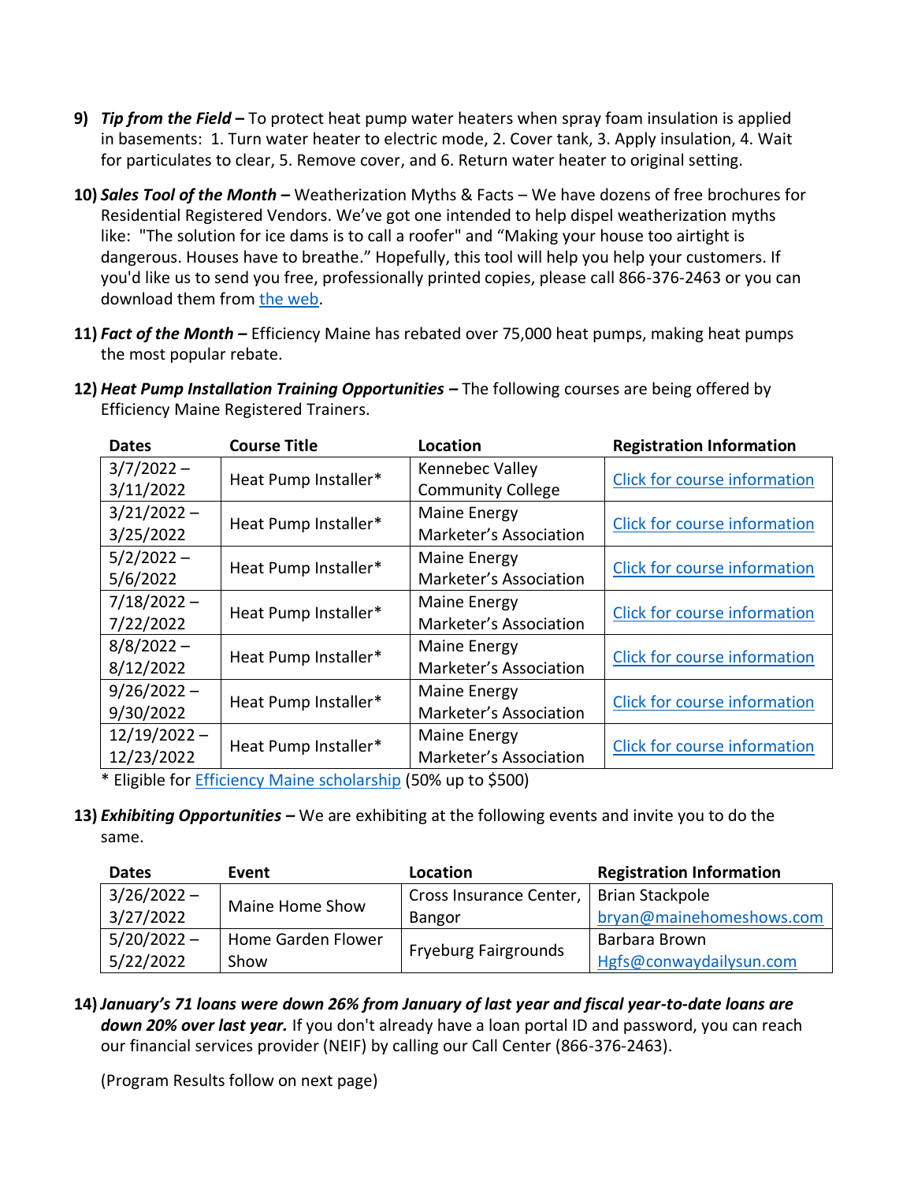9) ***Tip from the Field*** **–** To protect heat pump water heaters when spray foam insulation is applied in basements: 1. Turn water heater to electric mode, 2. Cover tank, 3. Apply insulation, 4. Wait for particulates to clear, 5. Remove cover, and 6. Return water heater to original setting.

10) ***Sales Tool of the Month*** **–** Weatherization Myths & Facts – We have dozens of free brochures for Residential Registered Vendors. We've got one intended to help dispel weatherization myths like: "The solution for ice dams is to call a roofer" and "Making your house too airtight is dangerous. Houses have to breathe." Hopefully, this tool will help you help your customers. If you'd like us to send you free, professionally printed copies, please call 866-376-2463 or you can download them from the web.

11) ***Fact of the Month*** **–** Efficiency Maine has rebated over 75,000 heat pumps, making heat pumps the most popular rebate.

12) ***Heat Pump Installation Training Opportunities*** **–** The following courses are being offered by Efficiency Maine Registered Trainers.

| Dates | Course Title | Location | Registration Information |
|---|---|---|---|
| 3/7/2022 – 3/11/2022 | Heat Pump Installer* | Kennebec Valley Community College | Click for course information |
| 3/21/2022 – 3/25/2022 | Heat Pump Installer* | Maine Energy Marketer's Association | Click for course information |
| 5/2/2022 – 5/6/2022 | Heat Pump Installer* | Maine Energy Marketer's Association | Click for course information |
| 7/18/2022 – 7/22/2022 | Heat Pump Installer* | Maine Energy Marketer's Association | Click for course information |
| 8/8/2022 – 8/12/2022 | Heat Pump Installer* | Maine Energy Marketer's Association | Click for course information |
| 9/26/2022 – 9/30/2022 | Heat Pump Installer* | Maine Energy Marketer's Association | Click for course information |
| 12/19/2022 – 12/23/2022 | Heat Pump Installer* | Maine Energy Marketer's Association | Click for course information |

* Eligible for Efficiency Maine scholarship (50% up to $500)

13) ***Exhibiting Opportunities*** **–** We are exhibiting at the following events and invite you to do the same.

| Dates | Event | Location | Registration Information |
|---|---|---|---|
| 3/26/2022 – 3/27/2022 | Maine Home Show | Cross Insurance Center, Bangor | Brian Stackpole bryan@mainehomeshows.com |
| 5/20/2022 – 5/22/2022 | Home Garden Flower Show | Fryeburg Fairgrounds | Barbara Brown Hgfs@conwaydailysun.com |

14) ***January's 71 loans were down 26% from January of last year and fiscal year-to-date loans are down 20% over last year.*** If you don't already have a loan portal ID and password, you can reach our financial services provider (NEIF) by calling our Call Center (866-376-2463).

(Program Results follow on next page)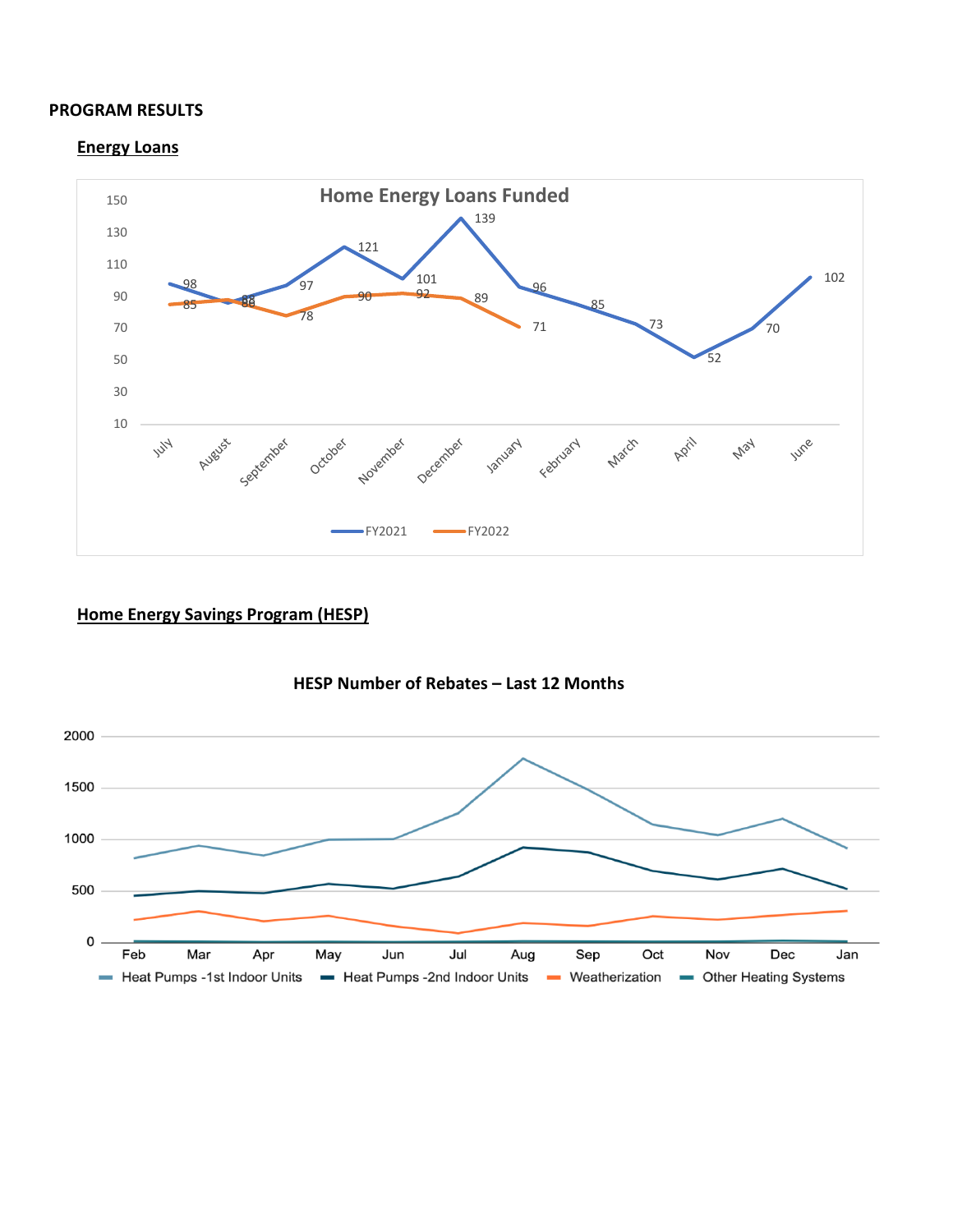**PROGRAM RESULTS**

**Energy Loans**

Home Energy Loans Funded

| Month | FY2021 | FY2022 |
|---|---|---|
| July | 98 | 85 |
| August | 86 | 88 |
| September | 97 | 78 |
| October | 121 | 90 |
| November | 101 | 92 |
| December | 139 | 89 |
| January | 96 | 71 |
| February | 85 | |
| March | 73 | |
| April | 52 | |
| May | 70 | |
| June | 102 | |

**Home Energy Savings Program (HESP)**

**HESP Number of Rebates – Last 12 Months**

Series: Heat Pumps -1st Indoor Units, Heat Pumps -2nd Indoor Units, Weatherization, Other Heating Systems (Feb–Jan)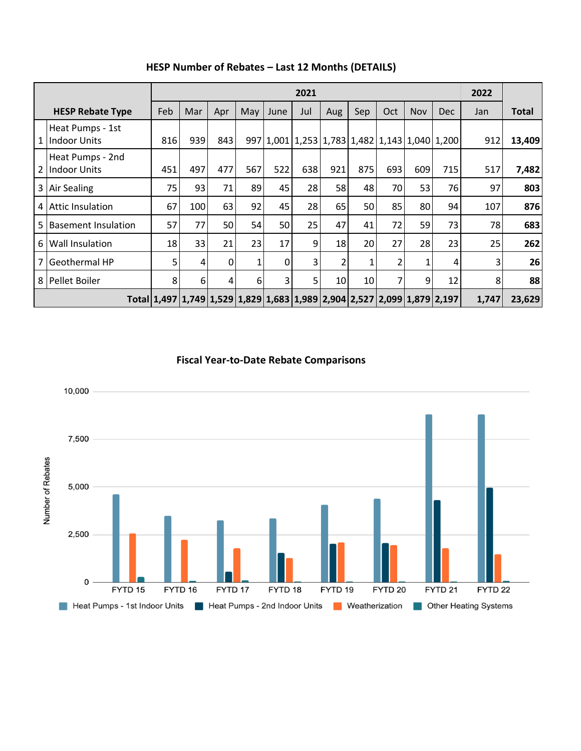## HESP Number of Rebates – Last 12 Months (DETAILS)

| | HESP Rebate Type | 2021 | | | | | | | | | | | 2022 | Total |
|---|---|---|---|---|---|---|---|---|---|---|---|---|---|---|
| | | Feb | Mar | Apr | May | June | Jul | Aug | Sep | Oct | Nov | Dec | Jan | |
| 1 | Heat Pumps - 1st Indoor Units | 816 | 939 | 843 | 997 | 1,001 | 1,253 | 1,783 | 1,482 | 1,143 | 1,040 | 1,200 | 912 | **13,409** |
| 2 | Heat Pumps - 2nd Indoor Units | 451 | 497 | 477 | 567 | 522 | 638 | 921 | 875 | 693 | 609 | 715 | 517 | **7,482** |
| 3 | Air Sealing | 75 | 93 | 71 | 89 | 45 | 28 | 58 | 48 | 70 | 53 | 76 | 97 | **803** |
| 4 | Attic Insulation | 67 | 100 | 63 | 92 | 45 | 28 | 65 | 50 | 85 | 80 | 94 | 107 | **876** |
| 5 | Basement Insulation | 57 | 77 | 50 | 54 | 50 | 25 | 47 | 41 | 72 | 59 | 73 | 78 | **683** |
| 6 | Wall Insulation | 18 | 33 | 21 | 23 | 17 | 9 | 18 | 20 | 27 | 28 | 23 | 25 | **262** |
| 7 | Geothermal HP | 5 | 4 | 0 | 1 | 0 | 3 | 2 | 1 | 2 | 1 | 4 | 3 | **26** |
| 8 | Pellet Boiler | 8 | 6 | 4 | 6 | 3 | 5 | 10 | 10 | 7 | 9 | 12 | 8 | **88** |
| | **Total** | **1,497** | **1,749** | **1,529** | **1,829** | **1,683** | **1,989** | **2,904** | **2,527** | **2,099** | **1,879** | **2,197** | **1,747** | **23,629** |

## Fiscal Year-to-Date Rebate Comparisons

Number of Rebates (0 – 10,000); FYTD 15, FYTD 16, FYTD 17, FYTD 18, FYTD 19, FYTD 20, FYTD 21, FYTD 22

Legend: Heat Pumps - 1st Indoor Units, Heat Pumps - 2nd Indoor Units, Weatherization, Other Heating Systems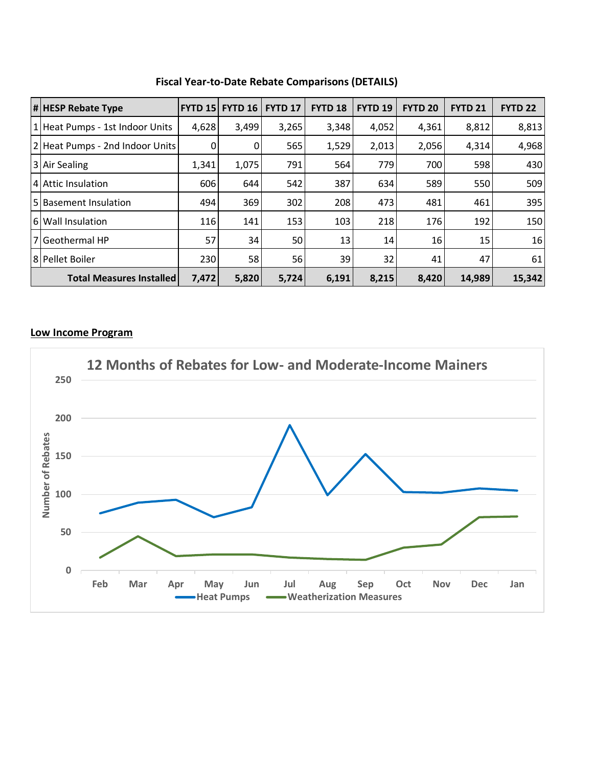**Fiscal Year-to-Date Rebate Comparisons (DETAILS)**

| # | HESP Rebate Type | FYTD 15 | FYTD 16 | FYTD 17 | FYTD 18 | FYTD 19 | FYTD 20 | FYTD 21 | FYTD 22 |
|---|---|---|---|---|---|---|---|---|---|
| 1 | Heat Pumps - 1st Indoor Units | 4,628 | 3,499 | 3,265 | 3,348 | 4,052 | 4,361 | 8,812 | 8,813 |
| 2 | Heat Pumps - 2nd Indoor Units | 0 | 0 | 565 | 1,529 | 2,013 | 2,056 | 4,314 | 4,968 |
| 3 | Air Sealing | 1,341 | 1,075 | 791 | 564 | 779 | 700 | 598 | 430 |
| 4 | Attic Insulation | 606 | 644 | 542 | 387 | 634 | 589 | 550 | 509 |
| 5 | Basement Insulation | 494 | 369 | 302 | 208 | 473 | 481 | 461 | 395 |
| 6 | Wall Insulation | 116 | 141 | 153 | 103 | 218 | 176 | 192 | 150 |
| 7 | Geothermal HP | 57 | 34 | 50 | 13 | 14 | 16 | 15 | 16 |
| 8 | Pellet Boiler | 230 | 58 | 56 | 39 | 32 | 41 | 47 | 61 |
| | **Total Measures Installed** | **7,472** | **5,820** | **5,724** | **6,191** | **8,215** | **8,420** | **14,989** | **15,342** |

**Low Income Program**

**12 Months of Rebates for Low- and Moderate-Income Mainers**

| Month | Heat Pumps (approx.) | Weatherization Measures (approx.) |
|---|---|---|
| Feb | 75 | 17 |
| Mar | 89 | 45 |
| Apr | 93 | 19 |
| May | 70 | 21 |
| Jun | 83 | 21 |
| Jul | 191 | 17 |
| Aug | 99 | 15 |
| Sep | 153 | 14 |
| Oct | 103 | 30 |
| Nov | 102 | 34 |
| Dec | 108 | 70 |
| Jan | 105 | 71 |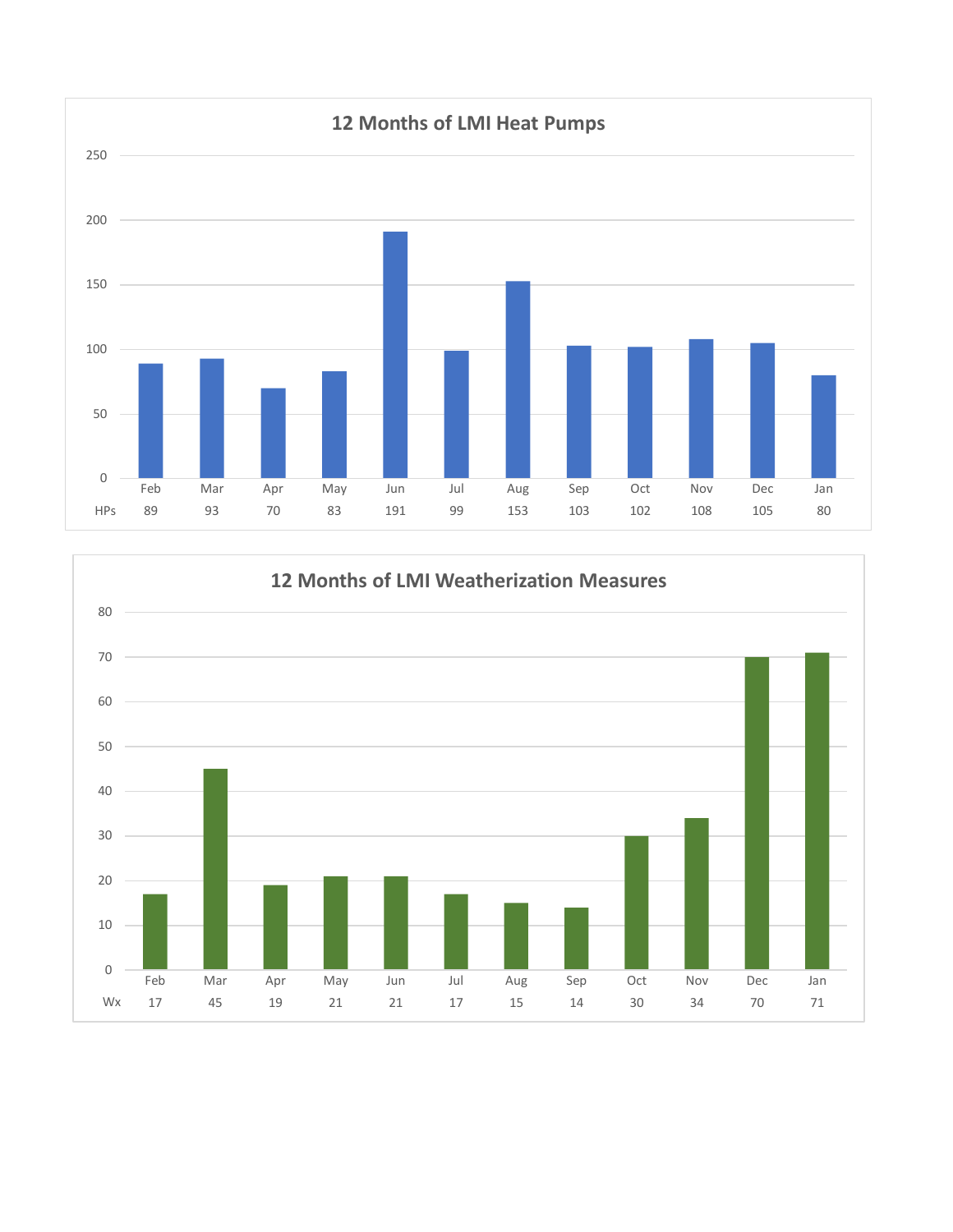## 12 Months of LMI Heat Pumps

| | Feb | Mar | Apr | May | Jun | Jul | Aug | Sep | Oct | Nov | Dec | Jan |
|---|---|---|---|---|---|---|---|---|---|---|---|---|
| HPs | 89 | 93 | 70 | 83 | 191 | 99 | 153 | 103 | 102 | 108 | 105 | 80 |

## 12 Months of LMI Weatherization Measures

| | Feb | Mar | Apr | May | Jun | Jul | Aug | Sep | Oct | Nov | Dec | Jan |
|---|---|---|---|---|---|---|---|---|---|---|---|---|
| Wx | 17 | 45 | 19 | 21 | 21 | 17 | 15 | 14 | 30 | 34 | 70 | 71 |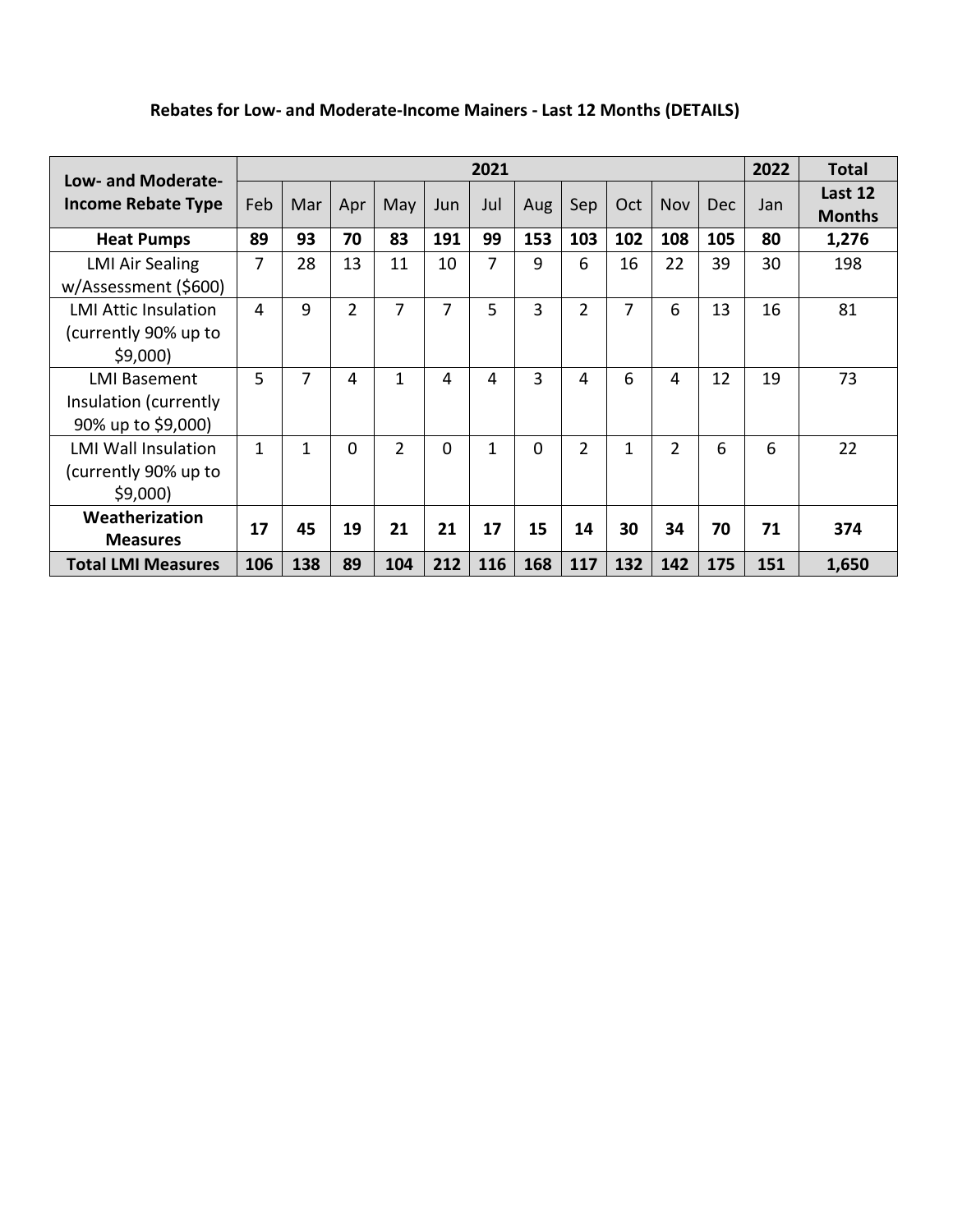**Rebates for Low- and Moderate-Income Mainers - Last 12 Months (DETAILS)**

| Low- and Moderate-Income Rebate Type | 2021 | | | | | | | | | | | 2022 | Total |
|---|---|---|---|---|---|---|---|---|---|---|---|---|---|
| | Feb | Mar | Apr | May | Jun | Jul | Aug | Sep | Oct | Nov | Dec | Jan | Last 12 Months |
| **Heat Pumps** | **89** | **93** | **70** | **83** | **191** | **99** | **153** | **103** | **102** | **108** | **105** | **80** | **1,276** |
| LMI Air Sealing w/Assessment ($600) | 7 | 28 | 13 | 11 | 10 | 7 | 9 | 6 | 16 | 22 | 39 | 30 | 198 |
| LMI Attic Insulation (currently 90% up to $9,000) | 4 | 9 | 2 | 7 | 7 | 5 | 3 | 2 | 7 | 6 | 13 | 16 | 81 |
| LMI Basement Insulation (currently 90% up to $9,000) | 5 | 7 | 4 | 1 | 4 | 4 | 3 | 4 | 6 | 4 | 12 | 19 | 73 |
| LMI Wall Insulation (currently 90% up to $9,000) | 1 | 1 | 0 | 2 | 0 | 1 | 0 | 2 | 1 | 2 | 6 | 6 | 22 |
| **Weatherization Measures** | **17** | **45** | **19** | **21** | **21** | **17** | **15** | **14** | **30** | **34** | **70** | **71** | **374** |
| **Total LMI Measures** | **106** | **138** | **89** | **104** | **212** | **116** | **168** | **117** | **132** | **142** | **175** | **151** | **1,650** |